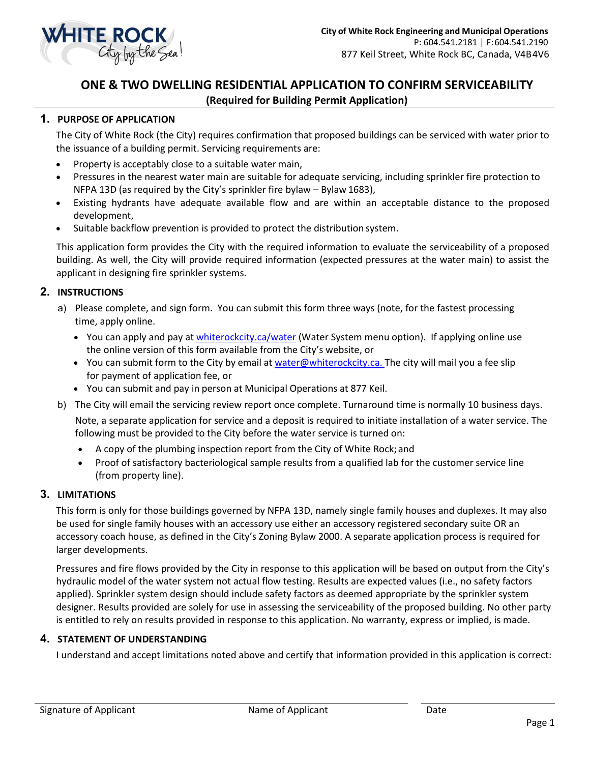City of White Rock Engineering and Municipal Operations
P: 604.541.2181 | F: 604.541.2190
877 Keil Street, White Rock BC, Canada, V4B4V6

# ONE & TWO DWELLING RESIDENTIAL APPLICATION TO CONFIRM SERVICEABILITY

**(Required for Building Permit Application)**

## 1. PURPOSE OF APPLICATION

The City of White Rock (the City) requires confirmation that proposed buildings can be serviced with water prior to the issuance of a building permit. Servicing requirements are:

- Property is acceptably close to a suitable water main,
- Pressures in the nearest water main are suitable for adequate servicing, including sprinkler fire protection to NFPA 13D (as required by the City's sprinkler fire bylaw – Bylaw 1683),
- Existing hydrants have adequate available flow and are within an acceptable distance to the proposed development,
- Suitable backflow prevention is provided to protect the distribution system.

This application form provides the City with the required information to evaluate the serviceability of a proposed building. As well, the City will provide required information (expected pressures at the water main) to assist the applicant in designing fire sprinkler systems.

## 2. INSTRUCTIONS

a) Please complete, and sign form. You can submit this form three ways (note, for the fastest processing time, apply online.

- You can apply and pay at whiterockcity.ca/water (Water System menu option). If applying online use the online version of this form available from the City's website, or
- You can submit form to the City by email at water@whiterockcity.ca. The city will mail you a fee slip for payment of application fee, or
- You can submit and pay in person at Municipal Operations at 877 Keil.

b) The City will email the servicing review report once complete. Turnaround time is normally 10 business days.

Note, a separate application for service and a deposit is required to initiate installation of a water service. The following must be provided to the City before the water service is turned on:

- A copy of the plumbing inspection report from the City of White Rock; and
- Proof of satisfactory bacteriological sample results from a qualified lab for the customer service line (from property line).

## 3. LIMITATIONS

This form is only for those buildings governed by NFPA 13D, namely single family houses and duplexes. It may also be used for single family houses with an accessory use either an accessory registered secondary suite OR an accessory coach house, as defined in the City's Zoning Bylaw 2000. A separate application process is required for larger developments.

Pressures and fire flows provided by the City in response to this application will be based on output from the City's hydraulic model of the water system not actual flow testing. Results are expected values (i.e., no safety factors applied). Sprinkler system design should include safety factors as deemed appropriate by the sprinkler system designer. Results provided are solely for use in assessing the serviceability of the proposed building. No other party is entitled to rely on results provided in response to this application. No warranty, express or implied, is made.

## 4. STATEMENT OF UNDERSTANDING

I understand and accept limitations noted above and certify that information provided in this application is correct:

| Signature of Applicant | Name of Applicant | Date |
|---|---|---|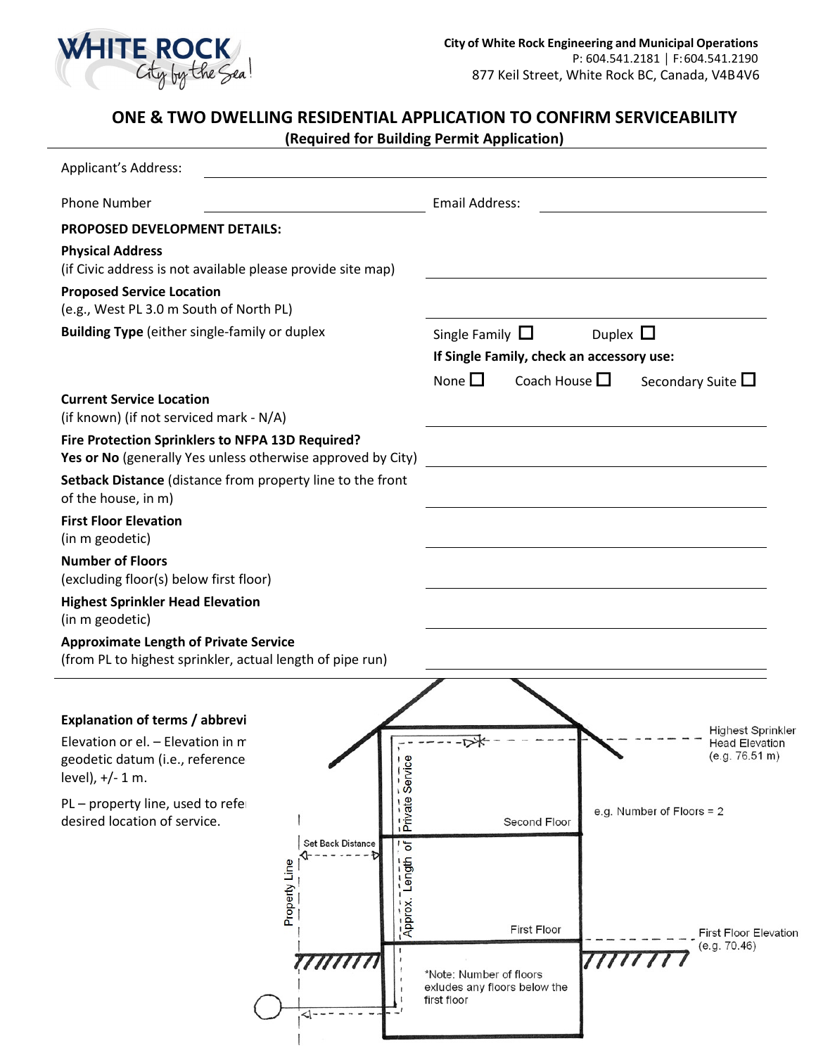City of White Rock Engineering and Municipal Operations
P: 604.541.2181 | F: 604.541.2190
877 Keil Street, White Rock BC, Canada, V4B4V6

# ONE & TWO DWELLING RESIDENTIAL APPLICATION TO CONFIRM SERVICEABILITY

**(Required for Building Permit Application)**

Applicant's Address: ______________________________

Phone Number ______________________ Email Address: ______________________

**PROPOSED DEVELOPMENT DETAILS:**

**Physical Address**
(if Civic address is not available please provide site map) ______________________

**Proposed Service Location**
(e.g., West PL 3.0 m South of North PL) ______________________

**Building Type** (either single-family or duplex

Single Family ☐ Duplex ☐

**If Single Family, check an accessory use:**

None ☐ Coach House ☐ Secondary Suite ☐

**Current Service Location**
(if known) (if not serviced mark - N/A) ______________________

**Fire Protection Sprinklers to NFPA 13D Required?**
**Yes or No** (generally Yes unless otherwise approved by City) ______________________

**Setback Distance** (distance from property line to the front of the house, in m) ______________________

**First Floor Elevation**
(in m geodetic) ______________________

**Number of Floors**
(excluding floor(s) below first floor) ______________________

**Highest Sprinkler Head Elevation**
(in m geodetic) ______________________

**Approximate Length of Private Service**
(from PL to highest sprinkler, actual length of pipe run) ______________________

**Explanation of terms / abbrevi**

Elevation or el. – Elevation in m geodetic datum (i.e., reference level), +/- 1 m.

PL – property line, used to refe desired location of service.

Highest Sprinkler Head Elevation (e.g. 76.51 m)

Approx. Length of Private Service

Second Floor

e.g. Number of Floors = 2

Set Back Distance

Property Line

First Floor

First Floor Elevation (e.g. 70.46)

*Note: Number of floors exludes any floors below the first floor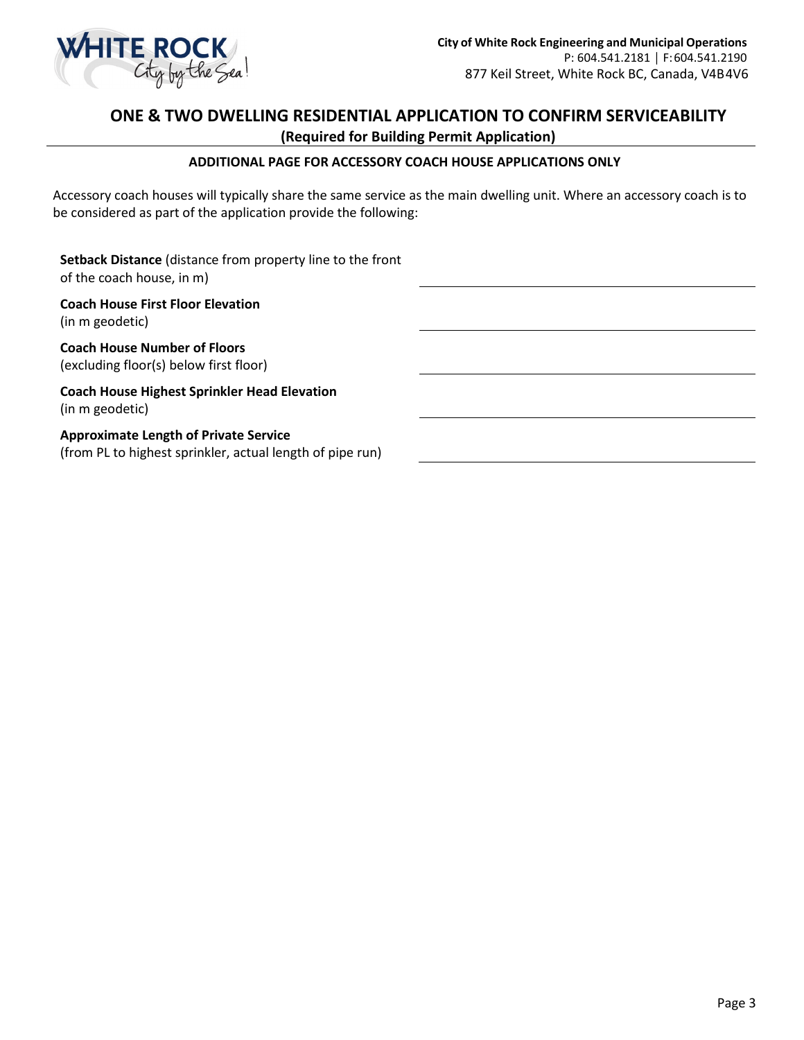City of White Rock Engineering and Municipal Operations
P: 604.541.2181 | F: 604.541.2190
877 Keil Street, White Rock BC, Canada, V4B4V6

# ONE & TWO DWELLING RESIDENTIAL APPLICATION TO CONFIRM SERVICEABILITY

**(Required for Building Permit Application)**

## ADDITIONAL PAGE FOR ACCESSORY COACH HOUSE APPLICATIONS ONLY

Accessory coach houses will typically share the same service as the main dwelling unit. Where an accessory coach is to be considered as part of the application provide the following:

**Setback Distance** (distance from property line to the front of the coach house, in m) \_\_\_\_\_\_\_\_\_\_\_\_\_\_\_\_\_\_\_\_

**Coach House First Floor Elevation** (in m geodetic) \_\_\_\_\_\_\_\_\_\_\_\_\_\_\_\_\_\_\_\_

**Coach House Number of Floors** (excluding floor(s) below first floor) \_\_\_\_\_\_\_\_\_\_\_\_\_\_\_\_\_\_\_\_

**Coach House Highest Sprinkler Head Elevation** (in m geodetic) \_\_\_\_\_\_\_\_\_\_\_\_\_\_\_\_\_\_\_\_

**Approximate Length of Private Service** (from PL to highest sprinkler, actual length of pipe run) \_\_\_\_\_\_\_\_\_\_\_\_\_\_\_\_\_\_\_\_